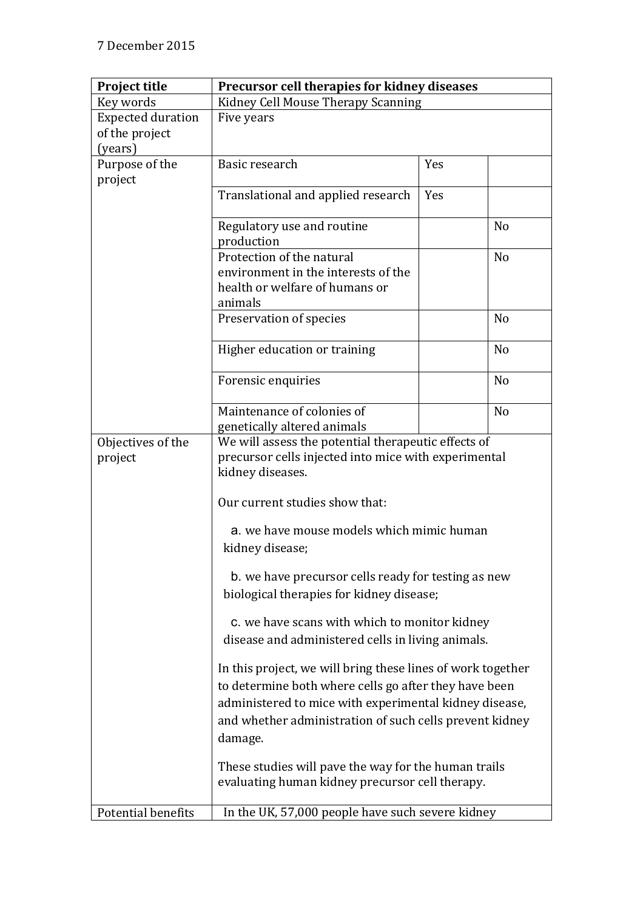7 December 2015

| Project title | Precursor cell therapies for kidney diseases | | |
|---|---|---|---|
| Key words | Kidney Cell Mouse Therapy Scanning | | |
| Expected duration of the project (years) | Five years | | |
| Purpose of the project | Basic research | Yes | |
| | Translational and applied research | Yes | |
| | Regulatory use and routine production | | No |
| | Protection of the natural environment in the interests of the health or welfare of humans or animals | | No |
| | Preservation of species | | No |
| | Higher education or training | | No |
| | Forensic enquiries | | No |
| | Maintenance of colonies of genetically altered animals | | No |
| Objectives of the project | We will assess the potential therapeutic effects of precursor cells injected into mice with experimental kidney diseases.<br><br>Our current studies show that:<br><br>a. we have mouse models which mimic human kidney disease;<br><br>b. we have precursor cells ready for testing as new biological therapies for kidney disease;<br><br>c. we have scans with which to monitor kidney disease and administered cells in living animals.<br><br>In this project, we will bring these lines of work together to determine both where cells go after they have been administered to mice with experimental kidney disease, and whether administration of such cells prevent kidney damage.<br><br>These studies will pave the way for the human trails evaluating human kidney precursor cell therapy. | | |
| Potential benefits | In the UK, 57,000 people have such severe kidney | | |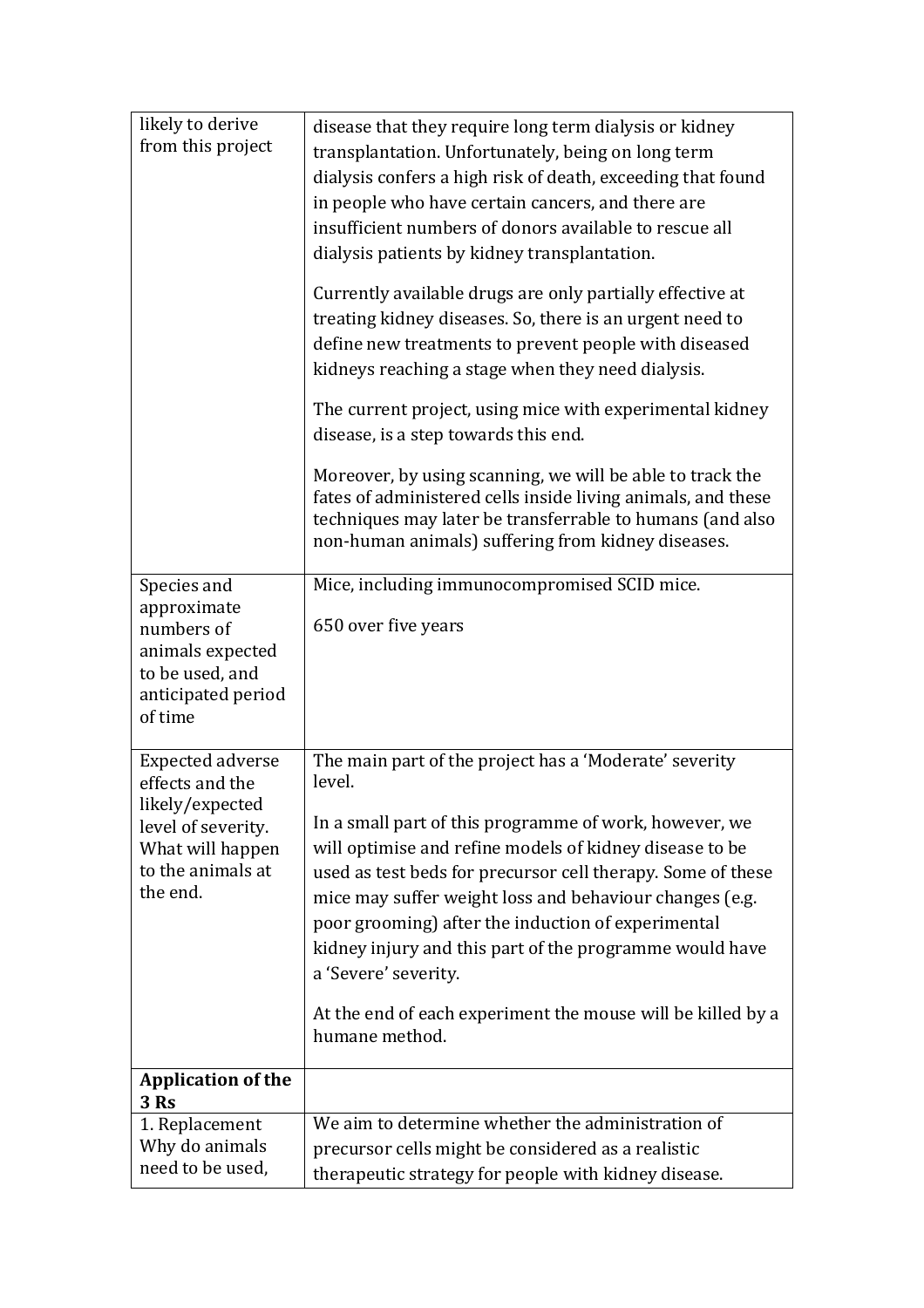| | |
|---|---|
| likely to derive from this project | disease that they require long term dialysis or kidney transplantation. Unfortunately, being on long term dialysis confers a high risk of death, exceeding that found in people who have certain cancers, and there are insufficient numbers of donors available to rescue all dialysis patients by kidney transplantation.<br><br>Currently available drugs are only partially effective at treating kidney diseases. So, there is an urgent need to define new treatments to prevent people with diseased kidneys reaching a stage when they need dialysis.<br><br>The current project, using mice with experimental kidney disease, is a step towards this end.<br><br>Moreover, by using scanning, we will be able to track the fates of administered cells inside living animals, and these techniques may later be transferrable to humans (and also non-human animals) suffering from kidney diseases. |
| Species and approximate numbers of animals expected to be used, and anticipated period of time | Mice, including immunocompromised SCID mice.<br><br>650 over five years |
| Expected adverse effects and the likely/expected level of severity. What will happen to the animals at the end. | The main part of the project has a 'Moderate' severity level.<br><br>In a small part of this programme of work, however, we will optimise and refine models of kidney disease to be used as test beds for precursor cell therapy. Some of these mice may suffer weight loss and behaviour changes (e.g. poor grooming) after the induction of experimental kidney injury and this part of the programme would have a 'Severe' severity.<br><br>At the end of each experiment the mouse will be killed by a humane method. |
| **Application of the 3 Rs** | |
| 1. Replacement Why do animals need to be used, | We aim to determine whether the administration of precursor cells might be considered as a realistic therapeutic strategy for people with kidney disease. |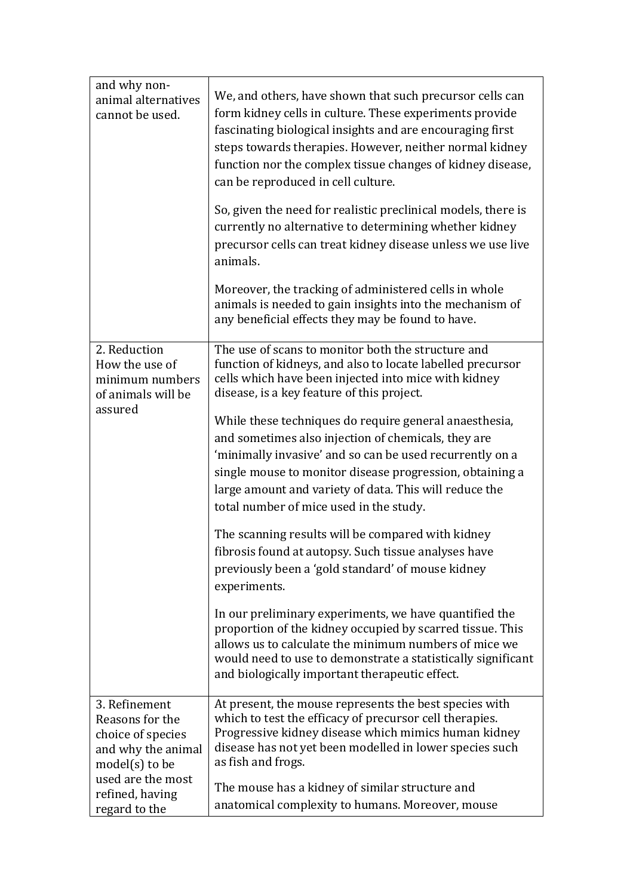| | |
|---|---|
| and why non-animal alternatives cannot be used. | We, and others, have shown that such precursor cells can form kidney cells in culture. These experiments provide fascinating biological insights and are encouraging first steps towards therapies. However, neither normal kidney function nor the complex tissue changes of kidney disease, can be reproduced in cell culture.<br><br>So, given the need for realistic preclinical models, there is currently no alternative to determining whether kidney precursor cells can treat kidney disease unless we use live animals.<br><br>Moreover, the tracking of administered cells in whole animals is needed to gain insights into the mechanism of any beneficial effects they may be found to have. |
| 2. Reduction<br>How the use of minimum numbers of animals will be assured | The use of scans to monitor both the structure and function of kidneys, and also to locate labelled precursor cells which have been injected into mice with kidney disease, is a key feature of this project.<br><br>While these techniques do require general anaesthesia, and sometimes also injection of chemicals, they are 'minimally invasive' and so can be used recurrently on a single mouse to monitor disease progression, obtaining a large amount and variety of data. This will reduce the total number of mice used in the study.<br><br>The scanning results will be compared with kidney fibrosis found at autopsy. Such tissue analyses have previously been a 'gold standard' of mouse kidney experiments.<br><br>In our preliminary experiments, we have quantified the proportion of the kidney occupied by scarred tissue. This allows us to calculate the minimum numbers of mice we would need to use to demonstrate a statistically significant and biologically important therapeutic effect. |
| 3. Refinement<br>Reasons for the choice of species and why the animal model(s) to be used are the most refined, having regard to the | At present, the mouse represents the best species with which to test the efficacy of precursor cell therapies. Progressive kidney disease which mimics human kidney disease has not yet been modelled in lower species such as fish and frogs.<br><br>The mouse has a kidney of similar structure and anatomical complexity to humans. Moreover, mouse |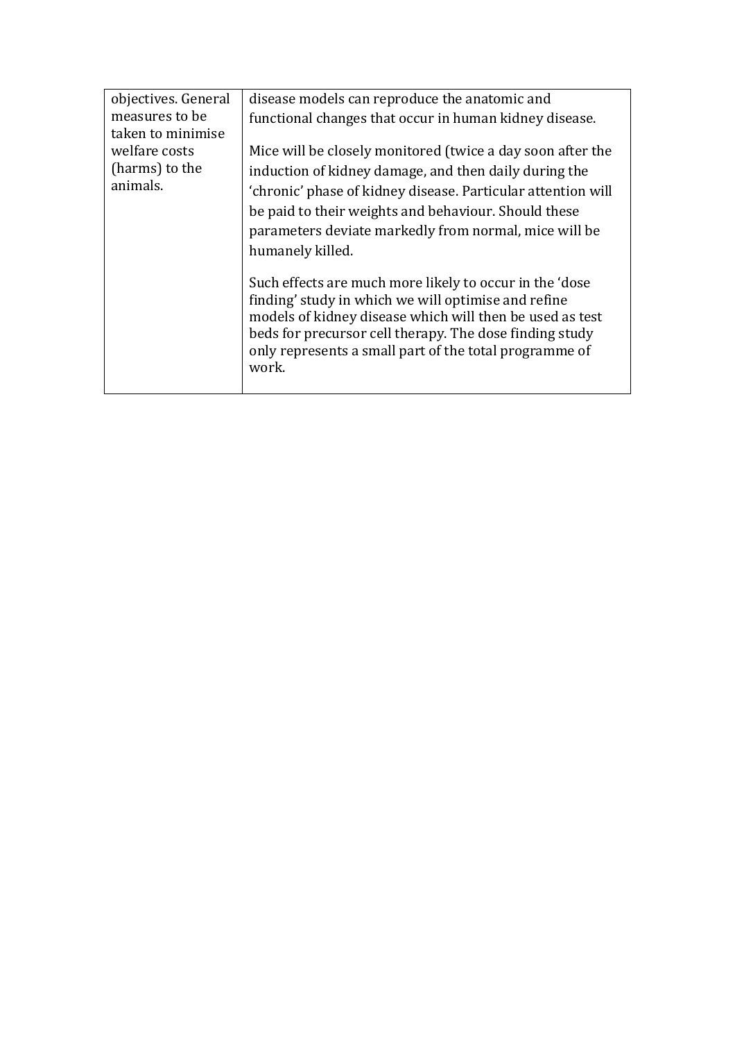| | |
|---|---|
| objectives. General measures to be taken to minimise welfare costs (harms) to the animals. | disease models can reproduce the anatomic and functional changes that occur in human kidney disease.<br><br>Mice will be closely monitored (twice a day soon after the induction of kidney damage, and then daily during the 'chronic' phase of kidney disease. Particular attention will be paid to their weights and behaviour. Should these parameters deviate markedly from normal, mice will be humanely killed.<br><br>Such effects are much more likely to occur in the 'dose finding' study in which we will optimise and refine models of kidney disease which will then be used as test beds for precursor cell therapy. The dose finding study only represents a small part of the total programme of work. |